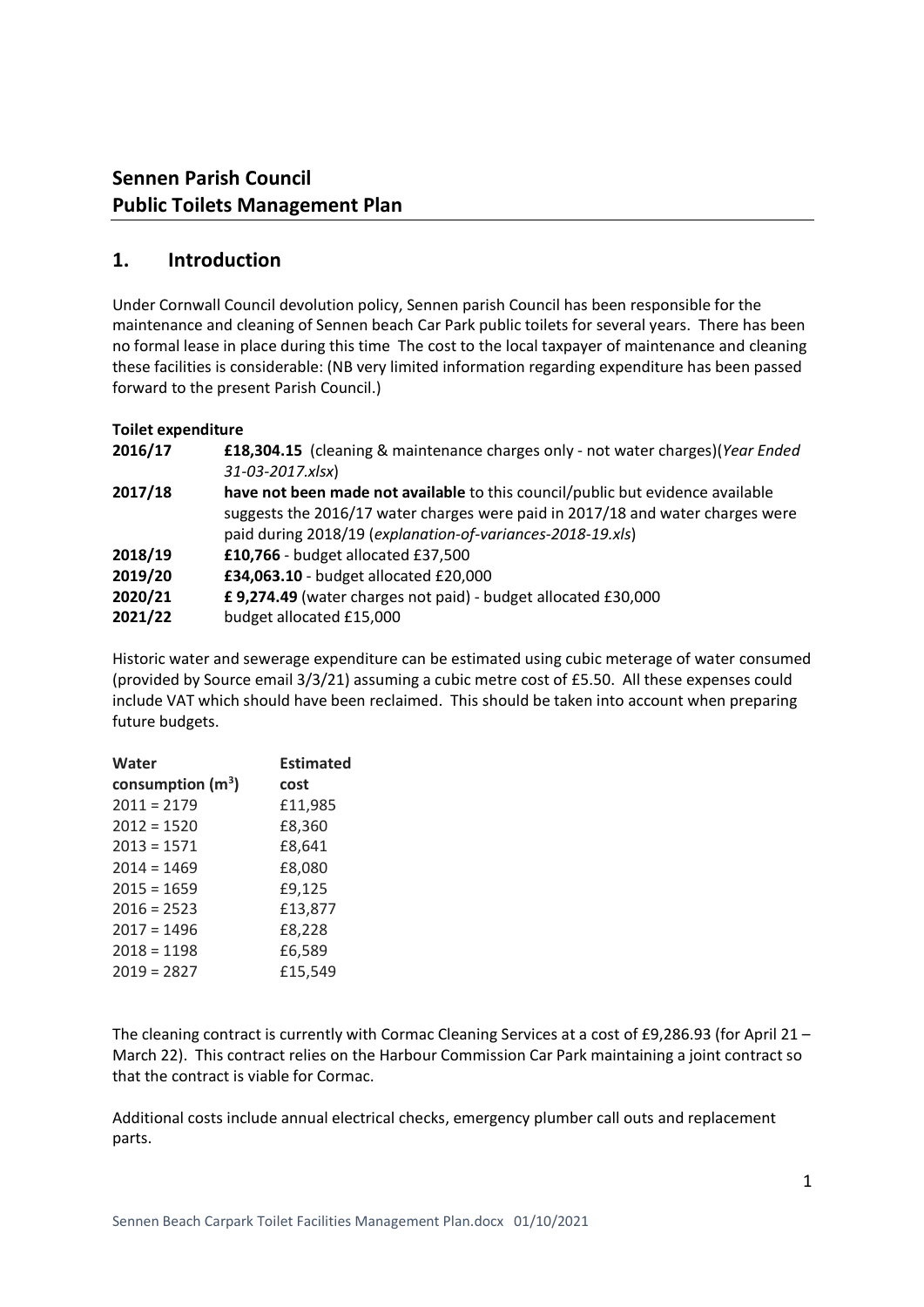# Sennen Parish Council
# Public Toilets Management Plan

## 1. Introduction

Under Cornwall Council devolution policy, Sennen parish Council has been responsible for the maintenance and cleaning of Sennen beach Car Park public toilets for several years. There has been no formal lease in place during this time The cost to the local taxpayer of maintenance and cleaning these facilities is considerable: (NB very limited information regarding expenditure has been passed forward to the present Parish Council.)

**Toilet expenditure**

| | |
|---|---|
| **2016/17** | **£18,304.15** (cleaning & maintenance charges only - not water charges)(*Year Ended 31-03-2017.xlsx*) |
| **2017/18** | **have not been made not available** to this council/public but evidence available suggests the 2016/17 water charges were paid in 2017/18 and water charges were paid during 2018/19 (*explanation-of-variances-2018-19.xls*) |
| **2018/19** | **£10,766** - budget allocated £37,500 |
| **2019/20** | **£34,063.10** - budget allocated £20,000 |
| **2020/21** | **£ 9,274.49** (water charges not paid) - budget allocated £30,000 |
| **2021/22** | budget allocated £15,000 |

Historic water and sewerage expenditure can be estimated using cubic meterage of water consumed (provided by Source email 3/3/21) assuming a cubic metre cost of £5.50. All these expenses could include VAT which should have been reclaimed. This should be taken into account when preparing future budgets.

| **Water consumption ($m^3$)** | **Estimated cost** |
|---|---|
| 2011 = 2179 | £11,985 |
| 2012 = 1520 | £8,360 |
| 2013 = 1571 | £8,641 |
| 2014 = 1469 | £8,080 |
| 2015 = 1659 | £9,125 |
| 2016 = 2523 | £13,877 |
| 2017 = 1496 | £8,228 |
| 2018 = 1198 | £6,589 |
| 2019 = 2827 | £15,549 |

The cleaning contract is currently with Cormac Cleaning Services at a cost of £9,286.93 (for April 21 – March 22). This contract relies on the Harbour Commission Car Park maintaining a joint contract so that the contract is viable for Cormac.

Additional costs include annual electrical checks, emergency plumber call outs and replacement parts.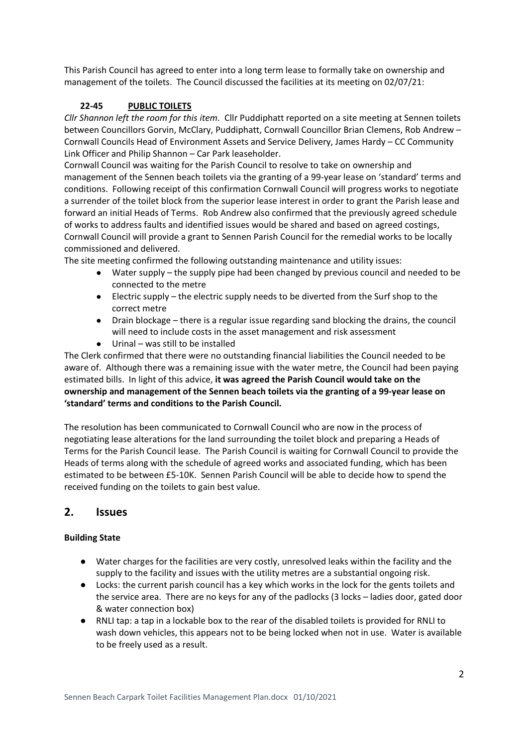This Parish Council has agreed to enter into a long term lease to formally take on ownership and management of the toilets. The Council discussed the facilities at its meeting on 02/07/21:

### 22-45 PUBLIC TOILETS

*Cllr Shannon left the room for this item.* Cllr Puddiphatt reported on a site meeting at Sennen toilets between Councillors Gorvin, McClary, Puddiphatt, Cornwall Councillor Brian Clemens, Rob Andrew – Cornwall Councils Head of Environment Assets and Service Delivery, James Hardy – CC Community Link Officer and Philip Shannon – Car Park leaseholder.

Cornwall Council was waiting for the Parish Council to resolve to take on ownership and management of the Sennen beach toilets via the granting of a 99-year lease on 'standard' terms and conditions. Following receipt of this confirmation Cornwall Council will progress works to negotiate a surrender of the toilet block from the superior lease interest in order to grant the Parish lease and forward an initial Heads of Terms. Rob Andrew also confirmed that the previously agreed schedule of works to address faults and identified issues would be shared and based on agreed costings, Cornwall Council will provide a grant to Sennen Parish Council for the remedial works to be locally commissioned and delivered.

The site meeting confirmed the following outstanding maintenance and utility issues:

- Water supply – the supply pipe had been changed by previous council and needed to be connected to the metre
- Electric supply – the electric supply needs to be diverted from the Surf shop to the correct metre
- Drain blockage – there is a regular issue regarding sand blocking the drains, the council will need to include costs in the asset management and risk assessment
- Urinal – was still to be installed

The Clerk confirmed that there were no outstanding financial liabilities the Council needed to be aware of. Although there was a remaining issue with the water metre, the Council had been paying estimated bills. In light of this advice, **it was agreed the Parish Council would take on the ownership and management of the Sennen beach toilets via the granting of a 99-year lease on 'standard' terms and conditions to the Parish Council.**

The resolution has been communicated to Cornwall Council who are now in the process of negotiating lease alterations for the land surrounding the toilet block and preparing a Heads of Terms for the Parish Council lease. The Parish Council is waiting for Cornwall Council to provide the Heads of terms along with the schedule of agreed works and associated funding, which has been estimated to be between £5-10K. Sennen Parish Council will be able to decide how to spend the received funding on the toilets to gain best value.

## 2. Issues

**Building State**

- Water charges for the facilities are very costly, unresolved leaks within the facility and the supply to the facility and issues with the utility metres are a substantial ongoing risk.
- Locks: the current parish council has a key which works in the lock for the gents toilets and the service area. There are no keys for any of the padlocks (3 locks – ladies door, gated door & water connection box)
- RNLI tap: a tap in a lockable box to the rear of the disabled toilets is provided for RNLI to wash down vehicles, this appears not to be being locked when not in use. Water is available to be freely used as a result.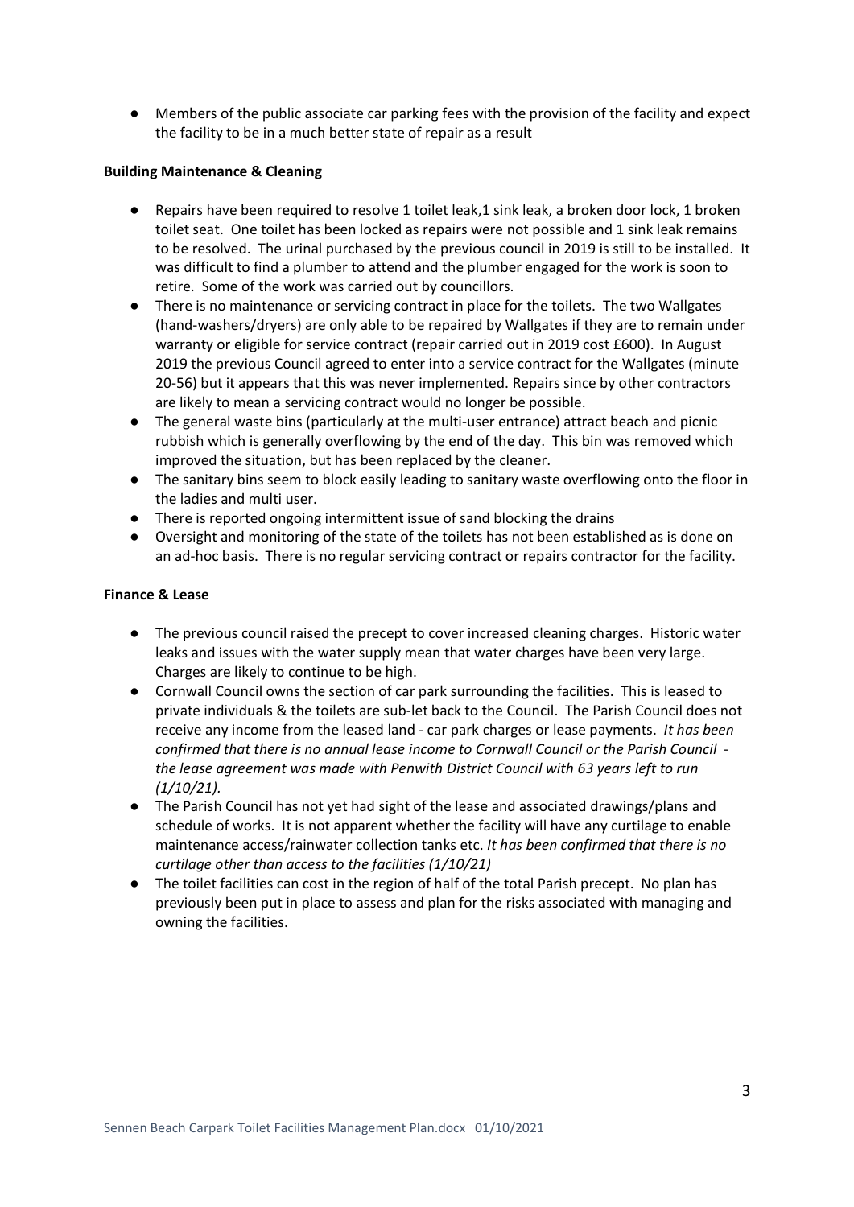- Members of the public associate car parking fees with the provision of the facility and expect the facility to be in a much better state of repair as a result

**Building Maintenance & Cleaning**

- Repairs have been required to resolve 1 toilet leak,1 sink leak, a broken door lock, 1 broken toilet seat. One toilet has been locked as repairs were not possible and 1 sink leak remains to be resolved. The urinal purchased by the previous council in 2019 is still to be installed. It was difficult to find a plumber to attend and the plumber engaged for the work is soon to retire. Some of the work was carried out by councillors.
- There is no maintenance or servicing contract in place for the toilets. The two Wallgates (hand-washers/dryers) are only able to be repaired by Wallgates if they are to remain under warranty or eligible for service contract (repair carried out in 2019 cost £600). In August 2019 the previous Council agreed to enter into a service contract for the Wallgates (minute 20-56) but it appears that this was never implemented. Repairs since by other contractors are likely to mean a servicing contract would no longer be possible.
- The general waste bins (particularly at the multi-user entrance) attract beach and picnic rubbish which is generally overflowing by the end of the day. This bin was removed which improved the situation, but has been replaced by the cleaner.
- The sanitary bins seem to block easily leading to sanitary waste overflowing onto the floor in the ladies and multi user.
- There is reported ongoing intermittent issue of sand blocking the drains
- Oversight and monitoring of the state of the toilets has not been established as is done on an ad-hoc basis. There is no regular servicing contract or repairs contractor for the facility.

**Finance & Lease**

- The previous council raised the precept to cover increased cleaning charges. Historic water leaks and issues with the water supply mean that water charges have been very large. Charges are likely to continue to be high.
- Cornwall Council owns the section of car park surrounding the facilities. This is leased to private individuals & the toilets are sub-let back to the Council. The Parish Council does not receive any income from the leased land - car park charges or lease payments. *It has been confirmed that there is no annual lease income to Cornwall Council or the Parish Council - the lease agreement was made with Penwith District Council with 63 years left to run (1/10/21).*
- The Parish Council has not yet had sight of the lease and associated drawings/plans and schedule of works. It is not apparent whether the facility will have any curtilage to enable maintenance access/rainwater collection tanks etc. *It has been confirmed that there is no curtilage other than access to the facilities (1/10/21)*
- The toilet facilities can cost in the region of half of the total Parish precept. No plan has previously been put in place to assess and plan for the risks associated with managing and owning the facilities.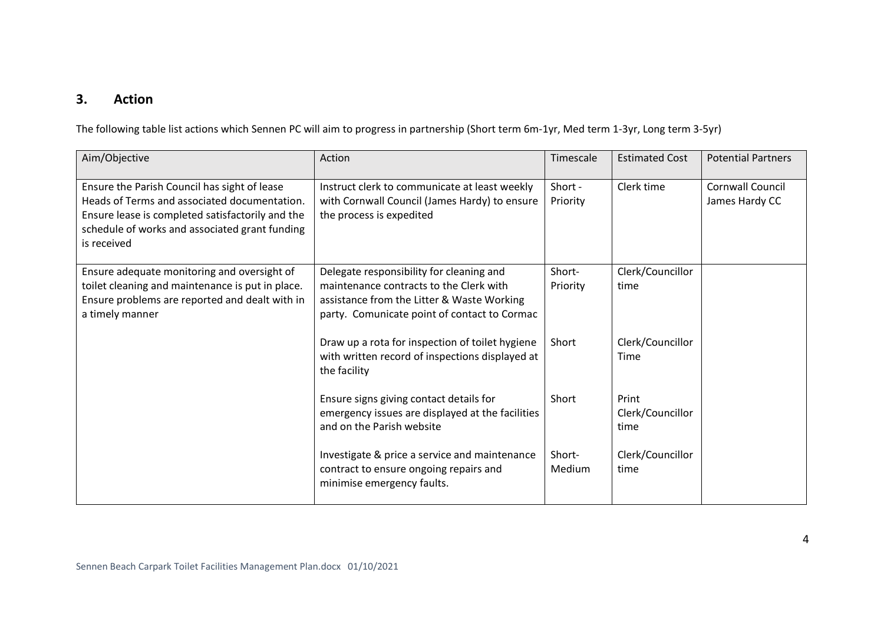## 3. Action

The following table list actions which Sennen PC will aim to progress in partnership (Short term 6m-1yr, Med term 1-3yr, Long term 3-5yr)

| Aim/Objective | Action | Timescale | Estimated Cost | Potential Partners |
|---|---|---|---|---|
| Ensure the Parish Council has sight of lease Heads of Terms and associated documentation. Ensure lease is completed satisfactorily and the schedule of works and associated grant funding is received | Instruct clerk to communicate at least weekly with Cornwall Council (James Hardy) to ensure the process is expedited | Short - Priority | Clerk time | Cornwall Council James Hardy CC |
| Ensure adequate monitoring and oversight of toilet cleaning and maintenance is put in place. Ensure problems are reported and dealt with in a timely manner | Delegate responsibility for cleaning and maintenance contracts to the Clerk with assistance from the Litter & Waste Working party. Comunicate point of contact to Cormac | Short- Priority | Clerk/Councillor time | |
| | Draw up a rota for inspection of toilet hygiene with written record of inspections displayed at the facility | Short | Clerk/Councillor Time | |
| | Ensure signs giving contact details for emergency issues are displayed at the facilities and on the Parish website | Short | Print Clerk/Councillor time | |
| | Investigate & price a service and maintenance contract to ensure ongoing repairs and minimise emergency faults. | Short- Medium | Clerk/Councillor time | |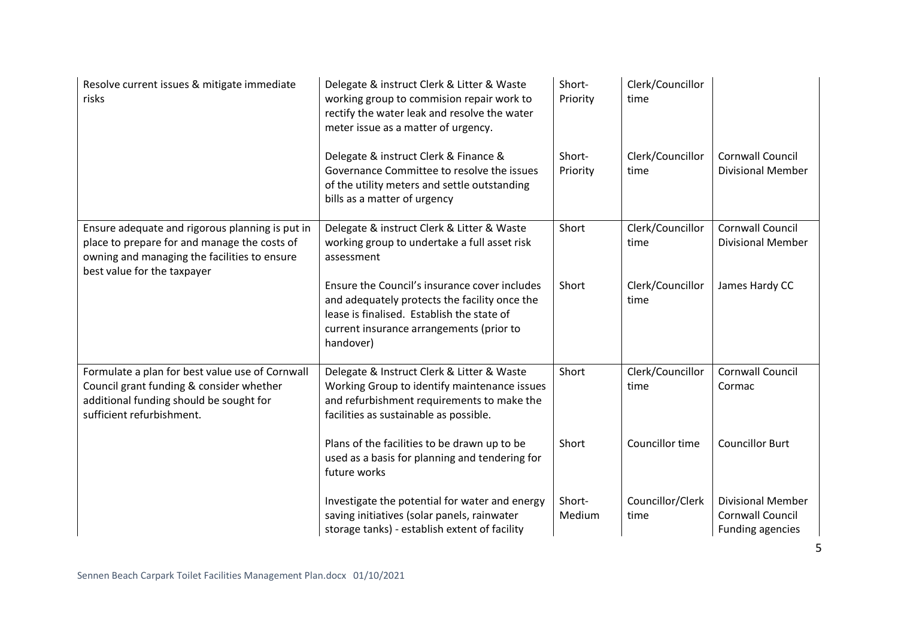| | | | | |
|---|---|---|---|---|
| Resolve current issues & mitigate immediate risks | Delegate & instruct Clerk & Litter & Waste working group to commision repair work to rectify the water leak and resolve the water meter issue as a matter of urgency. | Short-Priority | Clerk/Councillor time | |
| | Delegate & instruct Clerk & Finance & Governance Committee to resolve the issues of the utility meters and settle outstanding bills as a matter of urgency | Short-Priority | Clerk/Councillor time | Cornwall Council Divisional Member |
| Ensure adequate and rigorous planning is put in place to prepare for and manage the costs of owning and managing the facilities to ensure best value for the taxpayer | Delegate & instruct Clerk & Litter & Waste working group to undertake a full asset risk assessment | Short | Clerk/Councillor time | Cornwall Council Divisional Member |
| | Ensure the Council's insurance cover includes and adequately protects the facility once the lease is finalised. Establish the state of current insurance arrangements (prior to handover) | Short | Clerk/Councillor time | James Hardy CC |
| Formulate a plan for best value use of Cornwall Council grant funding & consider whether additional funding should be sought for sufficient refurbishment. | Delegate & Instruct Clerk & Litter & Waste Working Group to identify maintenance issues and refurbishment requirements to make the facilities as sustainable as possible. | Short | Clerk/Councillor time | Cornwall Council Cormac |
| | Plans of the facilities to be drawn up to be used as a basis for planning and tendering for future works | Short | Councillor time | Councillor Burt |
| | Investigate the potential for water and energy saving initiatives (solar panels, rainwater storage tanks) - establish extent of facility | Short-Medium | Councillor/Clerk time | Divisional Member Cornwall Council Funding agencies |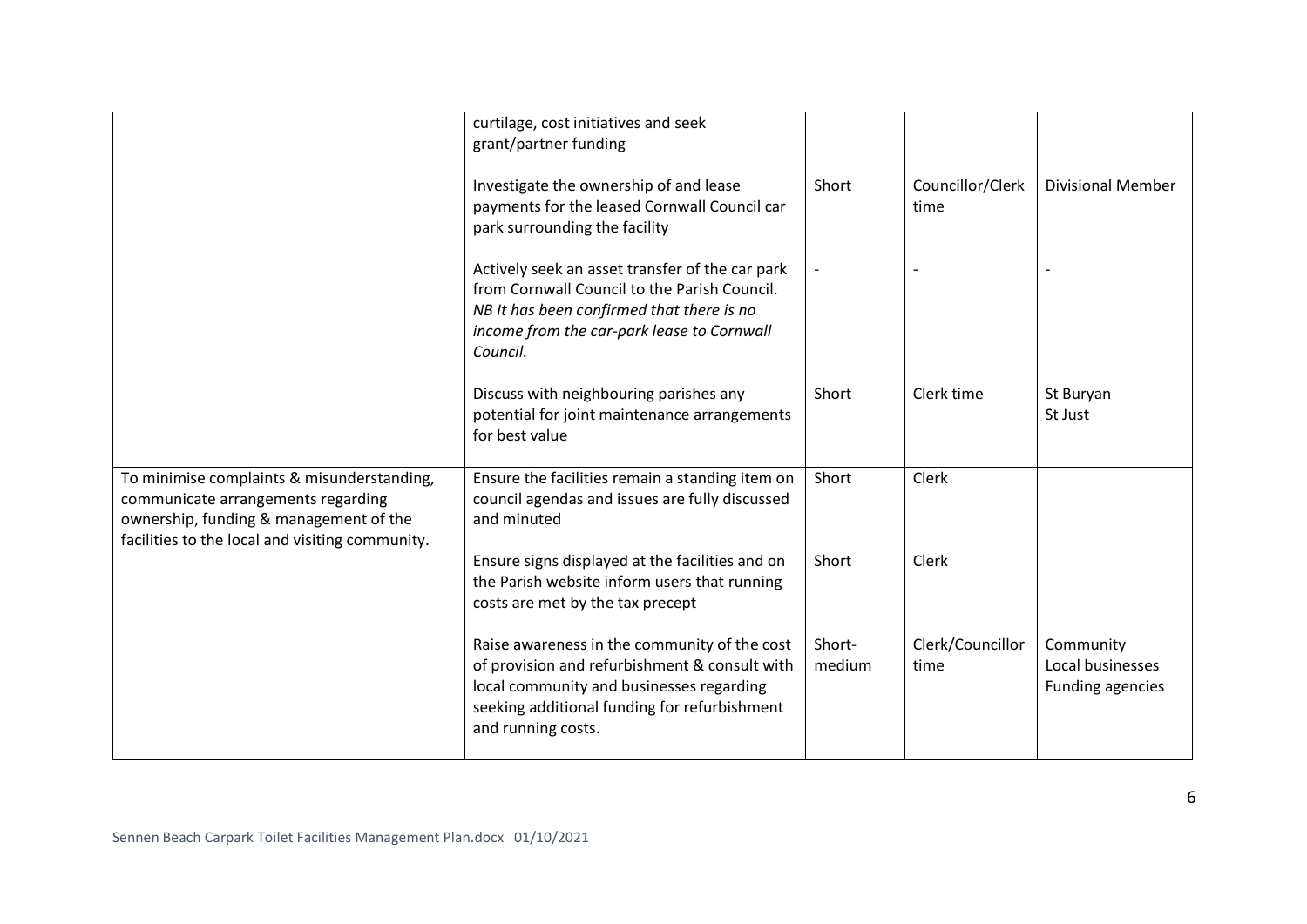| | | | | |
|---|---|---|---|---|
| | curtilage, cost initiatives and seek grant/partner funding | | | |
| | Investigate the ownership of and lease payments for the leased Cornwall Council car park surrounding the facility | Short | Councillor/Clerk time | Divisional Member |
| | Actively seek an asset transfer of the car park from Cornwall Council to the Parish Council. *NB It has been confirmed that there is no income from the car-park lease to Cornwall Council.* | - | - | - |
| | Discuss with neighbouring parishes any potential for joint maintenance arrangements for best value | Short | Clerk time | St Buryan<br>St Just |
| To minimise complaints & misunderstanding, communicate arrangements regarding ownership, funding & management of the facilities to the local and visiting community. | Ensure the facilities remain a standing item on council agendas and issues are fully discussed and minuted | Short | Clerk | |
| | Ensure signs displayed at the facilities and on the Parish website inform users that running costs are met by the tax precept | Short | Clerk | |
| | Raise awareness in the community of the cost of provision and refurbishment & consult with local community and businesses regarding seeking additional funding for refurbishment and running costs. | Short-medium | Clerk/Councillor time | Community<br>Local businesses<br>Funding agencies |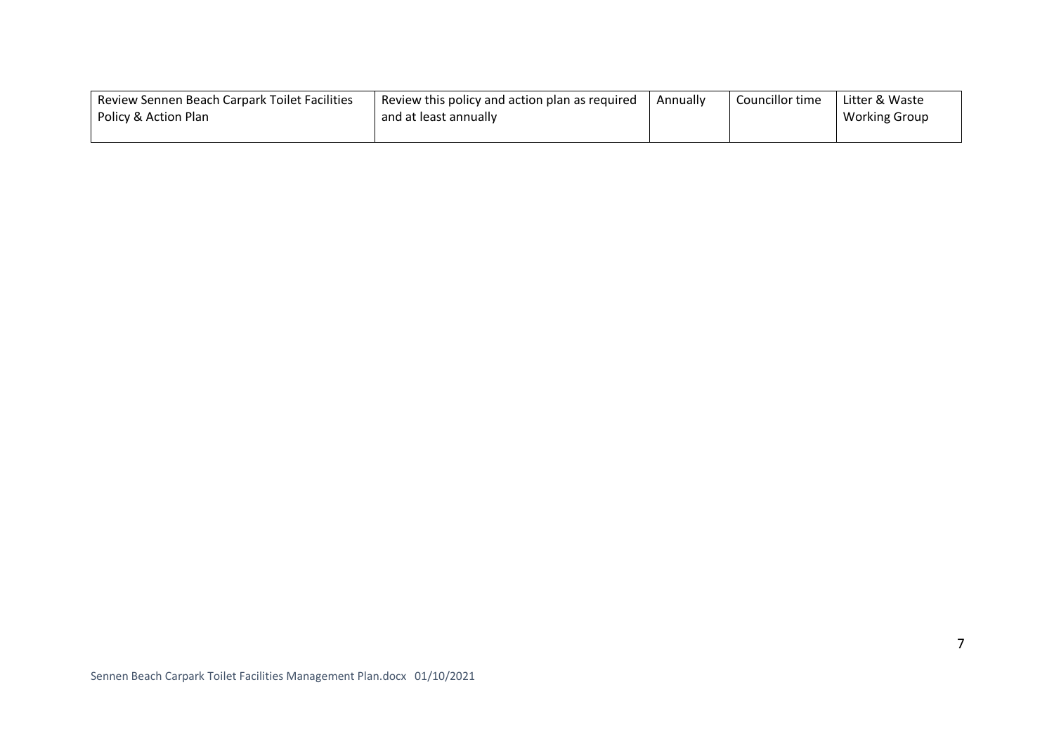| | | | | |
|---|---|---|---|---|
| Review Sennen Beach Carpark Toilet Facilities Policy & Action Plan | Review this policy and action plan as required and at least annually | Annually | Councillor time | Litter & Waste Working Group |